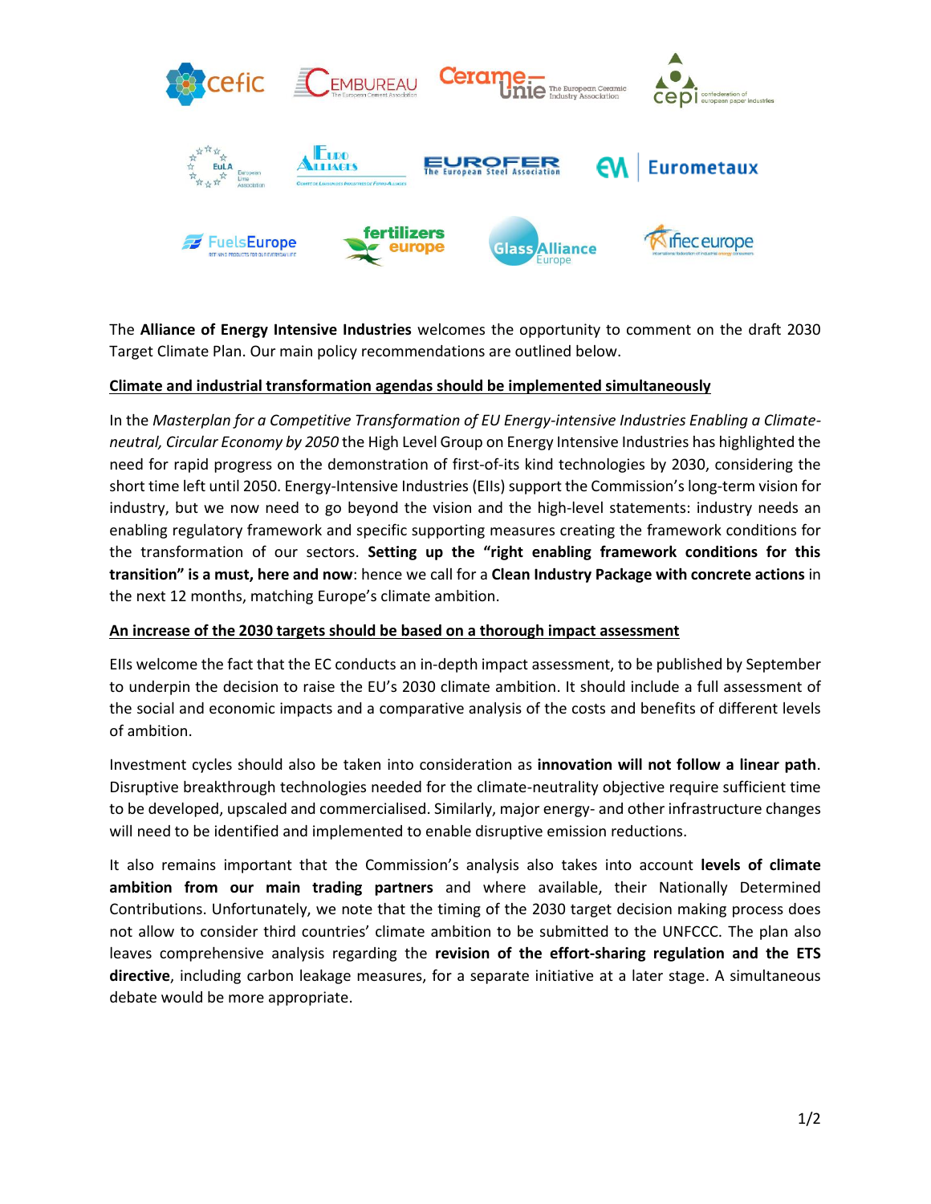The **Alliance of Energy Intensive Industries** welcomes the opportunity to comment on the draft 2030 Target Climate Plan. Our main policy recommendations are outlined below.

## Climate and industrial transformation agendas should be implemented simultaneously

In the *Masterplan for a Competitive Transformation of EU Energy-intensive Industries Enabling a Climate-neutral, Circular Economy by 2050* the High Level Group on Energy Intensive Industries has highlighted the need for rapid progress on the demonstration of first-of-its kind technologies by 2030, considering the short time left until 2050. Energy-Intensive Industries (EIIs) support the Commission's long-term vision for industry, but we now need to go beyond the vision and the high-level statements: industry needs an enabling regulatory framework and specific supporting measures creating the framework conditions for the transformation of our sectors. **Setting up the "right enabling framework conditions for this transition" is a must, here and now**: hence we call for a **Clean Industry Package with concrete actions** in the next 12 months, matching Europe's climate ambition.

## An increase of the 2030 targets should be based on a thorough impact assessment

EIIs welcome the fact that the EC conducts an in-depth impact assessment, to be published by September to underpin the decision to raise the EU's 2030 climate ambition. It should include a full assessment of the social and economic impacts and a comparative analysis of the costs and benefits of different levels of ambition.

Investment cycles should also be taken into consideration as **innovation will not follow a linear path**. Disruptive breakthrough technologies needed for the climate-neutrality objective require sufficient time to be developed, upscaled and commercialised. Similarly, major energy- and other infrastructure changes will need to be identified and implemented to enable disruptive emission reductions.

It also remains important that the Commission's analysis also takes into account **levels of climate ambition from our main trading partners** and where available, their Nationally Determined Contributions. Unfortunately, we note that the timing of the 2030 target decision making process does not allow to consider third countries' climate ambition to be submitted to the UNFCCC. The plan also leaves comprehensive analysis regarding the **revision of the effort-sharing regulation and the ETS directive**, including carbon leakage measures, for a separate initiative at a later stage. A simultaneous debate would be more appropriate.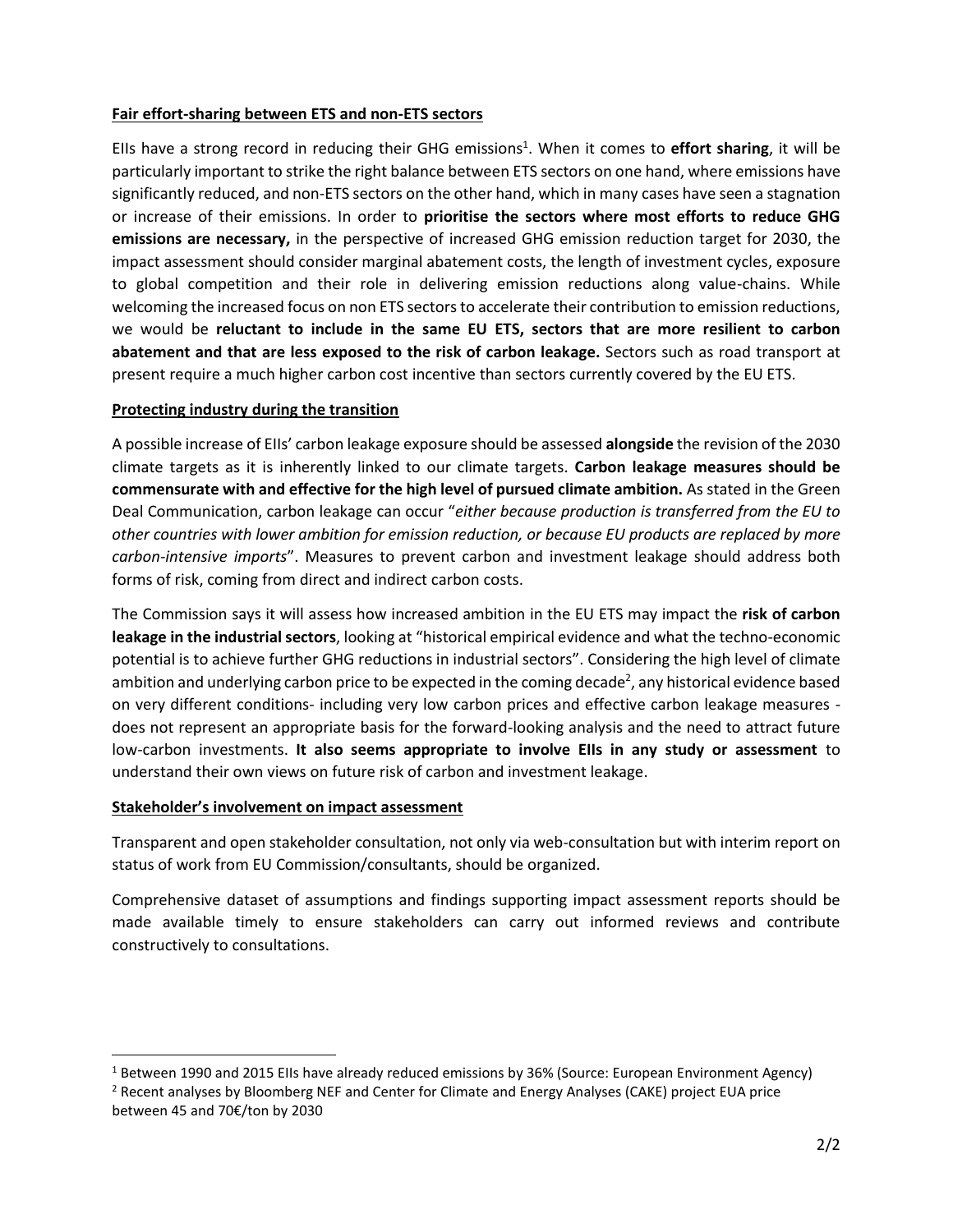**Fair effort-sharing between ETS and non-ETS sectors**

EIIs have a strong record in reducing their GHG emissions[1]. When it comes to **effort sharing**, it will be particularly important to strike the right balance between ETS sectors on one hand, where emissions have significantly reduced, and non-ETS sectors on the other hand, which in many cases have seen a stagnation or increase of their emissions. In order to **prioritise the sectors where most efforts to reduce GHG emissions are necessary,** in the perspective of increased GHG emission reduction target for 2030, the impact assessment should consider marginal abatement costs, the length of investment cycles, exposure to global competition and their role in delivering emission reductions along value-chains. While welcoming the increased focus on non ETS sectors to accelerate their contribution to emission reductions, we would be **reluctant to include in the same EU ETS, sectors that are more resilient to carbon abatement and that are less exposed to the risk of carbon leakage.** Sectors such as road transport at present require a much higher carbon cost incentive than sectors currently covered by the EU ETS.

**Protecting industry during the transition**

A possible increase of EIIs' carbon leakage exposure should be assessed **alongside** the revision of the 2030 climate targets as it is inherently linked to our climate targets. **Carbon leakage measures should be commensurate with and effective for the high level of pursued climate ambition.** As stated in the Green Deal Communication, carbon leakage can occur "*either because production is transferred from the EU to other countries with lower ambition for emission reduction, or because EU products are replaced by more carbon-intensive imports*". Measures to prevent carbon and investment leakage should address both forms of risk, coming from direct and indirect carbon costs.

The Commission says it will assess how increased ambition in the EU ETS may impact the **risk of carbon leakage in the industrial sectors**, looking at "historical empirical evidence and what the techno-economic potential is to achieve further GHG reductions in industrial sectors". Considering the high level of climate ambition and underlying carbon price to be expected in the coming decade[2], any historical evidence based on very different conditions- including very low carbon prices and effective carbon leakage measures - does not represent an appropriate basis for the forward-looking analysis and the need to attract future low-carbon investments. **It also seems appropriate to involve EIIs in any study or assessment** to understand their own views on future risk of carbon and investment leakage.

**Stakeholder's involvement on impact assessment**

Transparent and open stakeholder consultation, not only via web-consultation but with interim report on status of work from EU Commission/consultants, should be organized.

Comprehensive dataset of assumptions and findings supporting impact assessment reports should be made available timely to ensure stakeholders can carry out informed reviews and contribute constructively to consultations.

---

[1] Between 1990 and 2015 EIIs have already reduced emissions by 36% (Source: European Environment Agency)

[2] Recent analyses by Bloomberg NEF and Center for Climate and Energy Analyses (CAKE) project EUA price between 45 and 70€/ton by 2030